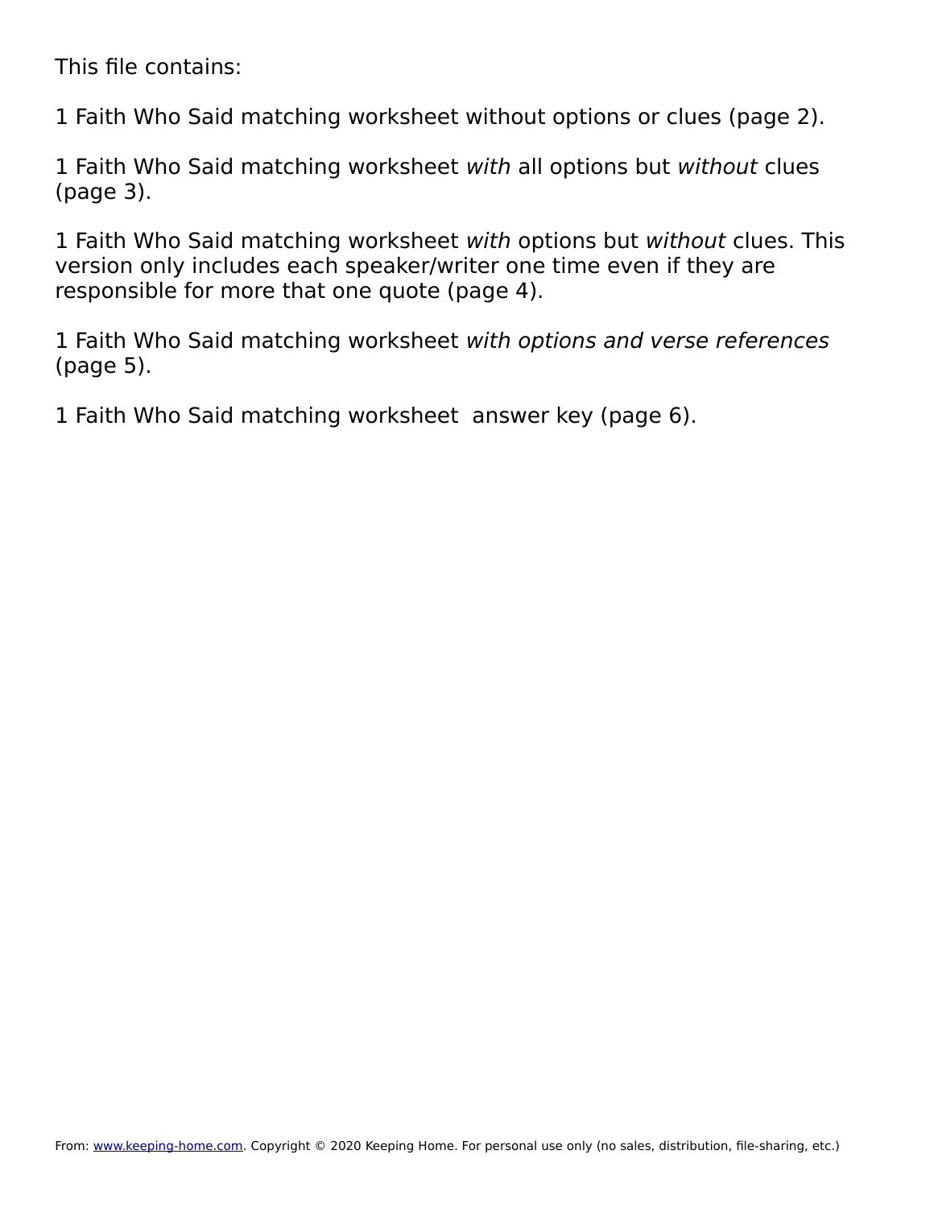This file contains:

1 Faith Who Said matching worksheet without options or clues (page 2).

1 Faith Who Said matching worksheet *with* all options but *without* clues (page 3).

1 Faith Who Said matching worksheet *with* options but *without* clues. This version only includes each speaker/writer one time even if they are responsible for more that one quote (page 4).

1 Faith Who Said matching worksheet *with options and verse references* (page 5).

1 Faith Who Said matching worksheet  answer key (page 6).

From: www.keeping-home.com. Copyright © 2020 Keeping Home. For personal use only (no sales, distribution, file-sharing, etc.)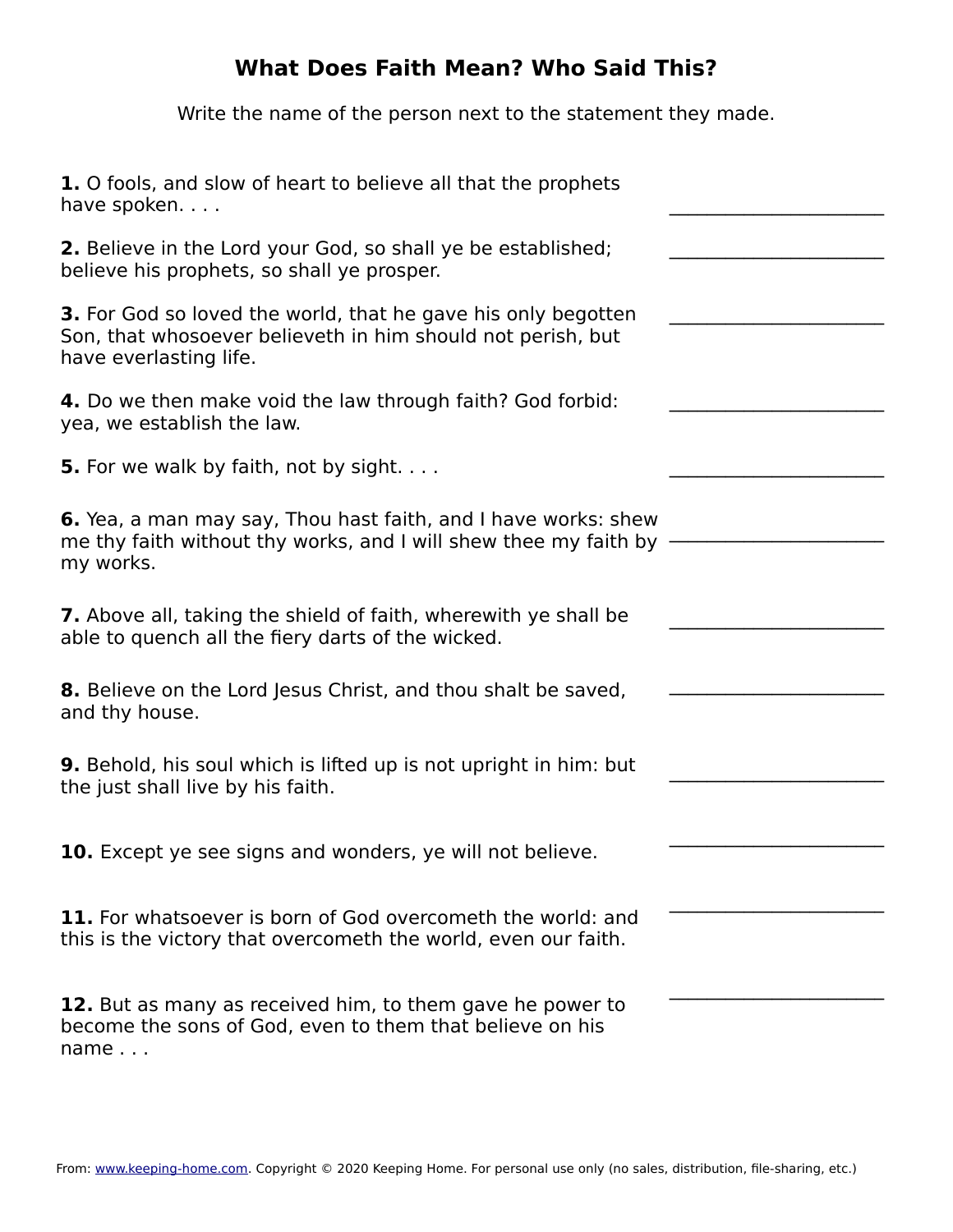# What Does Faith Mean? Who Said This?

Write the name of the person next to the statement they made.

**1.** O fools, and slow of heart to believe all that the prophets have spoken. . . . \_\_\_\_\_\_\_\_\_\_\_\_\_\_\_\_\_\_\_\_\_\_

**2.** Believe in the Lord your God, so shall ye be established; believe his prophets, so shall ye prosper. \_\_\_\_\_\_\_\_\_\_\_\_\_\_\_\_\_\_\_\_\_\_

**3.** For God so loved the world, that he gave his only begotten Son, that whosoever believeth in him should not perish, but have everlasting life. \_\_\_\_\_\_\_\_\_\_\_\_\_\_\_\_\_\_\_\_\_\_

**4.** Do we then make void the law through faith? God forbid: yea, we establish the law. \_\_\_\_\_\_\_\_\_\_\_\_\_\_\_\_\_\_\_\_\_\_

**5.** For we walk by faith, not by sight. . . . \_\_\_\_\_\_\_\_\_\_\_\_\_\_\_\_\_\_\_\_\_\_

**6.** Yea, a man may say, Thou hast faith, and I have works: shew me thy faith without thy works, and I will shew thee my faith by my works. \_\_\_\_\_\_\_\_\_\_\_\_\_\_\_\_\_\_\_\_\_\_

**7.** Above all, taking the shield of faith, wherewith ye shall be able to quench all the fiery darts of the wicked. \_\_\_\_\_\_\_\_\_\_\_\_\_\_\_\_\_\_\_\_\_\_

**8.** Believe on the Lord Jesus Christ, and thou shalt be saved, and thy house. \_\_\_\_\_\_\_\_\_\_\_\_\_\_\_\_\_\_\_\_\_\_

**9.** Behold, his soul which is lifted up is not upright in him: but the just shall live by his faith. \_\_\_\_\_\_\_\_\_\_\_\_\_\_\_\_\_\_\_\_\_\_

**10.** Except ye see signs and wonders, ye will not believe. \_\_\_\_\_\_\_\_\_\_\_\_\_\_\_\_\_\_\_\_\_\_

**11.** For whatsoever is born of God overcometh the world: and this is the victory that overcometh the world, even our faith. \_\_\_\_\_\_\_\_\_\_\_\_\_\_\_\_\_\_\_\_\_\_

**12.** But as many as received him, to them gave he power to become the sons of God, even to them that believe on his name . . . \_\_\_\_\_\_\_\_\_\_\_\_\_\_\_\_\_\_\_\_\_\_

From: [www.keeping-home.com](http://www.keeping-home.com). Copyright © 2020 Keeping Home. For personal use only (no sales, distribution, file-sharing, etc.)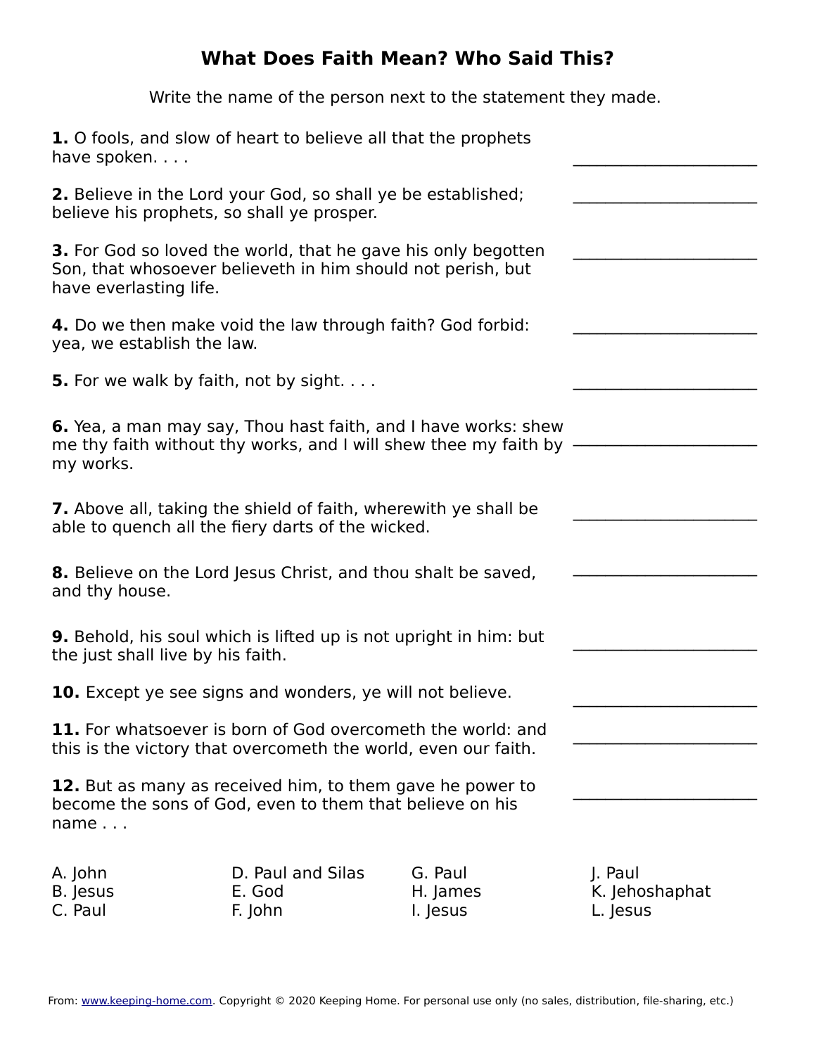# What Does Faith Mean? Who Said This?

Write the name of the person next to the statement they made.

**1.** O fools, and slow of heart to believe all that the prophets have spoken. . . . ______________________

**2.** Believe in the Lord your God, so shall ye be established; believe his prophets, so shall ye prosper. ______________________

**3.** For God so loved the world, that he gave his only begotten Son, that whosoever believeth in him should not perish, but have everlasting life. ______________________

**4.** Do we then make void the law through faith? God forbid: yea, we establish the law. ______________________

**5.** For we walk by faith, not by sight. . . . ______________________

**6.** Yea, a man may say, Thou hast faith, and I have works: shew me thy faith without thy works, and I will shew thee my faith by my works. ______________________

**7.** Above all, taking the shield of faith, wherewith ye shall be able to quench all the fiery darts of the wicked. ______________________

**8.** Believe on the Lord Jesus Christ, and thou shalt be saved, and thy house. ______________________

**9.** Behold, his soul which is lifted up is not upright in him: but the just shall live by his faith. ______________________

**10.** Except ye see signs and wonders, ye will not believe. ______________________

**11.** For whatsoever is born of God overcometh the world: and this is the victory that overcometh the world, even our faith. ______________________

**12.** But as many as received him, to them gave he power to become the sons of God, even to them that believe on his name . . . ______________________

A. John
B. Jesus
C. Paul
D. Paul and Silas
E. God
F. John
G. Paul
H. James
I. Jesus
J. Paul
K. Jehoshaphat
L. Jesus

From: www.keeping-home.com. Copyright © 2020 Keeping Home. For personal use only (no sales, distribution, file-sharing, etc.)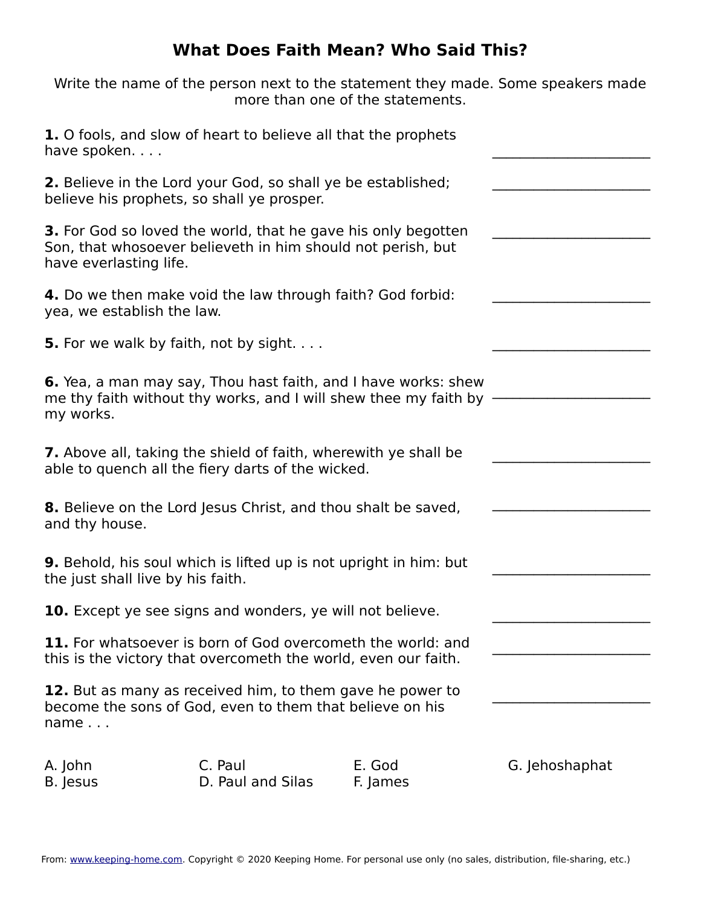# What Does Faith Mean? Who Said This?

Write the name of the person next to the statement they made. Some speakers made more than one of the statements.

**1.** O fools, and slow of heart to believe all that the prophets have spoken. . . . \_\_\_\_\_\_\_\_\_\_\_\_\_\_\_\_\_\_\_\_

**2.** Believe in the Lord your God, so shall ye be established; believe his prophets, so shall ye prosper. \_\_\_\_\_\_\_\_\_\_\_\_\_\_\_\_\_\_\_\_

**3.** For God so loved the world, that he gave his only begotten Son, that whosoever believeth in him should not perish, but have everlasting life. \_\_\_\_\_\_\_\_\_\_\_\_\_\_\_\_\_\_\_\_

**4.** Do we then make void the law through faith? God forbid: yea, we establish the law. \_\_\_\_\_\_\_\_\_\_\_\_\_\_\_\_\_\_\_\_

**5.** For we walk by faith, not by sight. . . . \_\_\_\_\_\_\_\_\_\_\_\_\_\_\_\_\_\_\_\_

**6.** Yea, a man may say, Thou hast faith, and I have works: shew me thy faith without thy works, and I will shew thee my faith by my works. \_\_\_\_\_\_\_\_\_\_\_\_\_\_\_\_\_\_\_\_

**7.** Above all, taking the shield of faith, wherewith ye shall be able to quench all the fiery darts of the wicked. \_\_\_\_\_\_\_\_\_\_\_\_\_\_\_\_\_\_\_\_

**8.** Believe on the Lord Jesus Christ, and thou shalt be saved, and thy house. \_\_\_\_\_\_\_\_\_\_\_\_\_\_\_\_\_\_\_\_

**9.** Behold, his soul which is lifted up is not upright in him: but the just shall live by his faith. \_\_\_\_\_\_\_\_\_\_\_\_\_\_\_\_\_\_\_\_

**10.** Except ye see signs and wonders, ye will not believe. \_\_\_\_\_\_\_\_\_\_\_\_\_\_\_\_\_\_\_\_

**11.** For whatsoever is born of God overcometh the world: and this is the victory that overcometh the world, even our faith. \_\_\_\_\_\_\_\_\_\_\_\_\_\_\_\_\_\_\_\_

**12.** But as many as received him, to them gave he power to become the sons of God, even to them that believe on his name . . . \_\_\_\_\_\_\_\_\_\_\_\_\_\_\_\_\_\_\_\_

A. John
B. Jesus
C. Paul
D. Paul and Silas
E. God
F. James
G. Jehoshaphat

From: www.keeping-home.com. Copyright © 2020 Keeping Home. For personal use only (no sales, distribution, file-sharing, etc.)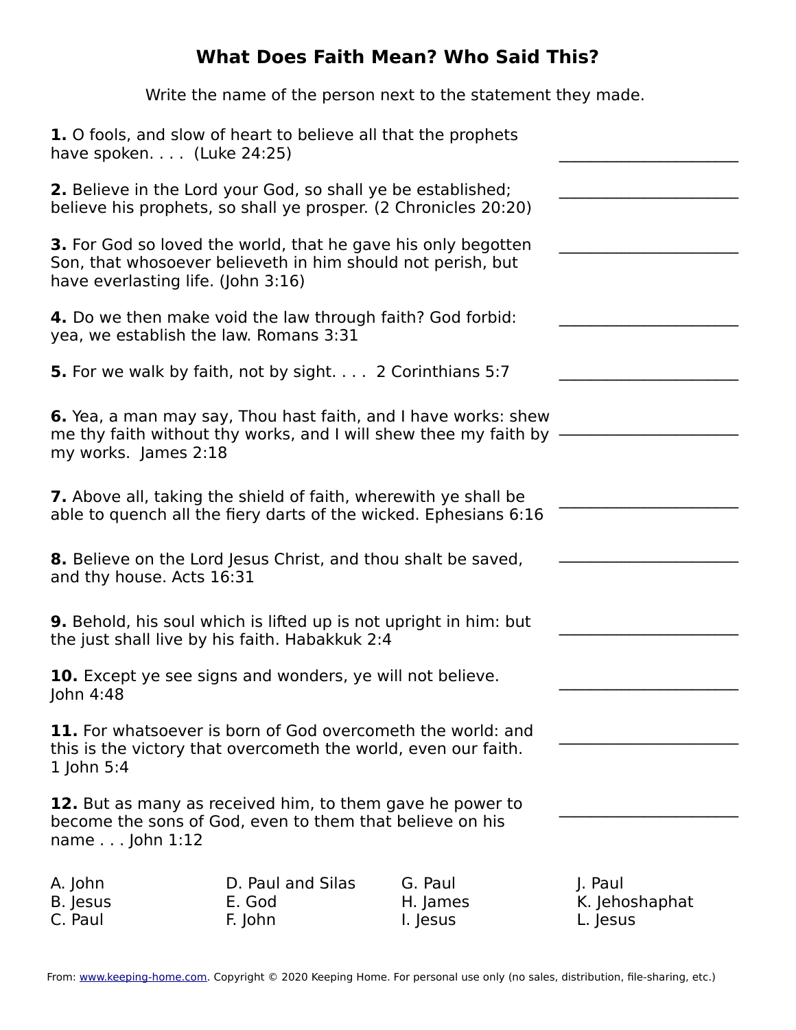# What Does Faith Mean? Who Said This?

Write the name of the person next to the statement they made.

**1.** O fools, and slow of heart to believe all that the prophets have spoken. . . . (Luke 24:25) ______________________

**2.** Believe in the Lord your God, so shall ye be established; believe his prophets, so shall ye prosper. (2 Chronicles 20:20) ______________________

**3.** For God so loved the world, that he gave his only begotten Son, that whosoever believeth in him should not perish, but have everlasting life. (John 3:16) ______________________

**4.** Do we then make void the law through faith? God forbid: yea, we establish the law. Romans 3:31 ______________________

**5.** For we walk by faith, not by sight. . . . 2 Corinthians 5:7 ______________________

**6.** Yea, a man may say, Thou hast faith, and I have works: shew me thy faith without thy works, and I will shew thee my faith by my works. James 2:18 ______________________

**7.** Above all, taking the shield of faith, wherewith ye shall be able to quench all the fiery darts of the wicked. Ephesians 6:16 ______________________

**8.** Believe on the Lord Jesus Christ, and thou shalt be saved, and thy house. Acts 16:31 ______________________

**9.** Behold, his soul which is lifted up is not upright in him: but the just shall live by his faith. Habakkuk 2:4 ______________________

**10.** Except ye see signs and wonders, ye will not believe. John 4:48 ______________________

**11.** For whatsoever is born of God overcometh the world: and this is the victory that overcometh the world, even our faith. 1 John 5:4 ______________________

**12.** But as many as received him, to them gave he power to become the sons of God, even to them that believe on his name . . . John 1:12 ______________________

A. John
B. Jesus
C. Paul
D. Paul and Silas
E. God
F. John
G. Paul
H. James
I. Jesus
J. Paul
K. Jehoshaphat
L. Jesus

From: www.keeping-home.com. Copyright © 2020 Keeping Home. For personal use only (no sales, distribution, file-sharing, etc.)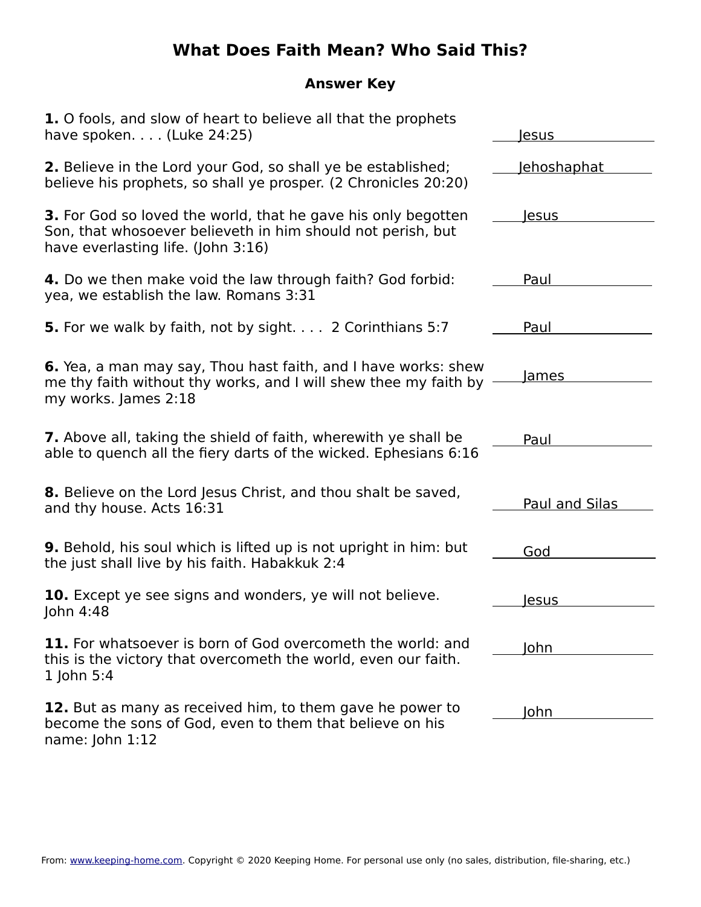# What Does Faith Mean? Who Said This?

**Answer Key**

**1.** O fools, and slow of heart to believe all that the prophets have spoken. . . . (Luke 24:25) — Jesus

**2.** Believe in the Lord your God, so shall ye be established; believe his prophets, so shall ye prosper. (2 Chronicles 20:20) — Jehoshaphat

**3.** For God so loved the world, that he gave his only begotten Son, that whosoever believeth in him should not perish, but have everlasting life. (John 3:16) — Jesus

**4.** Do we then make void the law through faith? God forbid: yea, we establish the law. Romans 3:31 — Paul

**5.** For we walk by faith, not by sight. . . . 2 Corinthians 5:7 — Paul

**6.** Yea, a man may say, Thou hast faith, and I have works: shew me thy faith without thy works, and I will shew thee my faith by my works. James 2:18 — James

**7.** Above all, taking the shield of faith, wherewith ye shall be able to quench all the fiery darts of the wicked. Ephesians 6:16 — Paul

**8.** Believe on the Lord Jesus Christ, and thou shalt be saved, and thy house. Acts 16:31 — Paul and Silas

**9.** Behold, his soul which is lifted up is not upright in him: but the just shall live by his faith. Habakkuk 2:4 — God

**10.** Except ye see signs and wonders, ye will not believe. John 4:48 — Jesus

**11.** For whatsoever is born of God overcometh the world: and this is the victory that overcometh the world, even our faith. 1 John 5:4 — John

**12.** But as many as received him, to them gave he power to become the sons of God, even to them that believe on his name: John 1:12 — John

From: www.keeping-home.com. Copyright © 2020 Keeping Home. For personal use only (no sales, distribution, file-sharing, etc.)